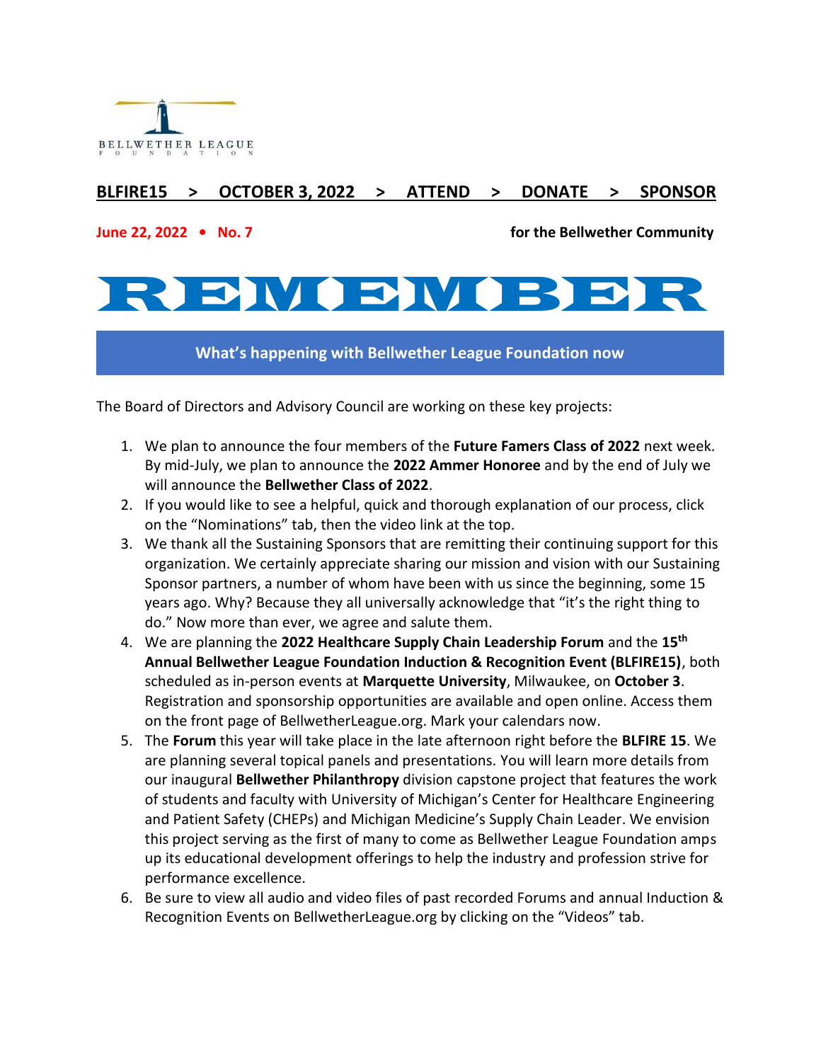BELLWETHER LEAGUE FOUNDATION

**BLFIRE15 > OCTOBER 3, 2022 > ATTEND > DONATE > SPONSOR**

**June 22, 2022 • No. 7** **for the Bellwether Community**

# REMEMBER

## What's happening with Bellwether League Foundation now

The Board of Directors and Advisory Council are working on these key projects:

1. We plan to announce the four members of the **Future Famers Class of 2022** next week. By mid-July, we plan to announce the **2022 Ammer Honoree** and by the end of July we will announce the **Bellwether Class of 2022**.
2. If you would like to see a helpful, quick and thorough explanation of our process, click on the "Nominations" tab, then the video link at the top.
3. We thank all the Sustaining Sponsors that are remitting their continuing support for this organization. We certainly appreciate sharing our mission and vision with our Sustaining Sponsor partners, a number of whom have been with us since the beginning, some 15 years ago. Why? Because they all universally acknowledge that "it's the right thing to do." Now more than ever, we agree and salute them.
4. We are planning the **2022 Healthcare Supply Chain Leadership Forum** and the **15th Annual Bellwether League Foundation Induction & Recognition Event (BLFIRE15)**, both scheduled as in-person events at **Marquette University**, Milwaukee, on **October 3**. Registration and sponsorship opportunities are available and open online. Access them on the front page of BellwetherLeague.org. Mark your calendars now.
5. The **Forum** this year will take place in the late afternoon right before the **BLFIRE 15**. We are planning several topical panels and presentations. You will learn more details from our inaugural **Bellwether Philanthropy** division capstone project that features the work of students and faculty with University of Michigan's Center for Healthcare Engineering and Patient Safety (CHEPs) and Michigan Medicine's Supply Chain Leader. We envision this project serving as the first of many to come as Bellwether League Foundation amps up its educational development offerings to help the industry and profession strive for performance excellence.
6. Be sure to view all audio and video files of past recorded Forums and annual Induction & Recognition Events on BellwetherLeague.org by clicking on the "Videos" tab.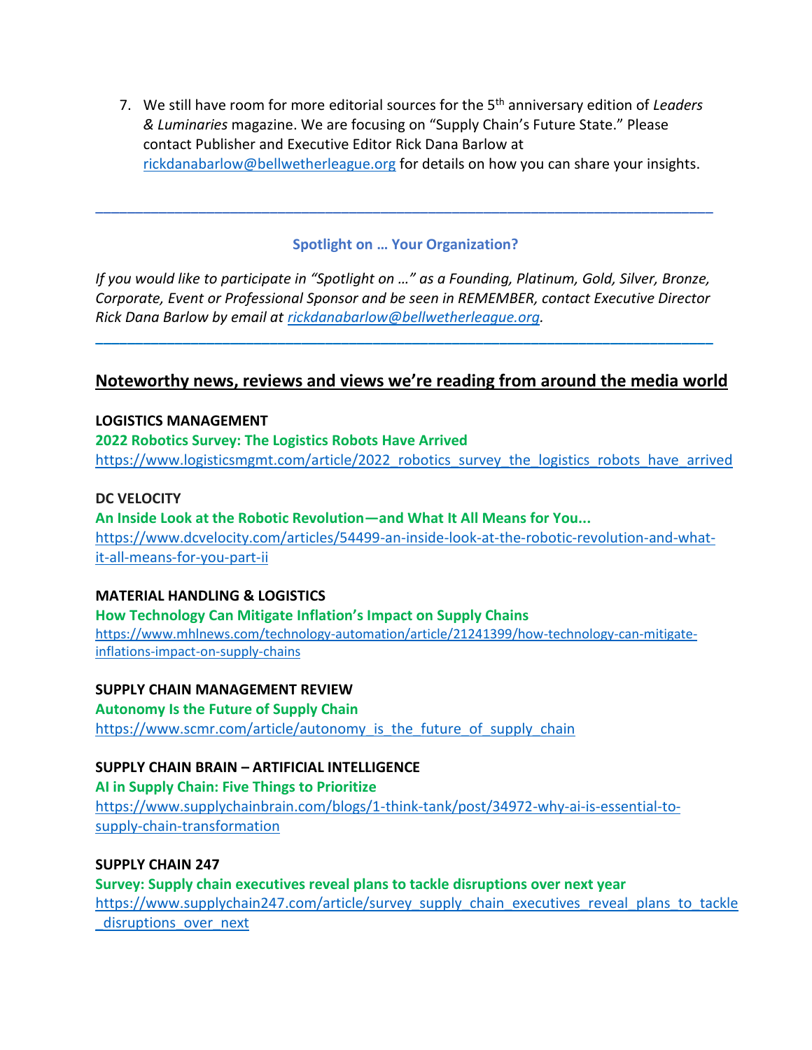7. We still have room for more editorial sources for the 5th anniversary edition of *Leaders & Luminaries* magazine. We are focusing on "Supply Chain's Future State." Please contact Publisher and Executive Editor Rick Dana Barlow at rickdanabarlow@bellwetherleague.org for details on how you can share your insights.

---

### Spotlight on … Your Organization?

*If you would like to participate in "Spotlight on …" as a Founding, Platinum, Gold, Silver, Bronze, Corporate, Event or Professional Sponsor and be seen in REMEMBER, contact Executive Director Rick Dana Barlow by email at rickdanabarlow@bellwetherleague.org.*

---

## Noteworthy news, reviews and views we're reading from around the media world

**LOGISTICS MANAGEMENT**
**2022 Robotics Survey: The Logistics Robots Have Arrived**
https://www.logisticsmgmt.com/article/2022_robotics_survey_the_logistics_robots_have_arrived

**DC VELOCITY**
**An Inside Look at the Robotic Revolution—and What It All Means for You...**
https://www.dcvelocity.com/articles/54499-an-inside-look-at-the-robotic-revolution-and-what-it-all-means-for-you-part-ii

**MATERIAL HANDLING & LOGISTICS**
**How Technology Can Mitigate Inflation's Impact on Supply Chains**
https://www.mhlnews.com/technology-automation/article/21241399/how-technology-can-mitigate-inflations-impact-on-supply-chains

**SUPPLY CHAIN MANAGEMENT REVIEW**
**Autonomy Is the Future of Supply Chain**
https://www.scmr.com/article/autonomy_is_the_future_of_supply_chain

**SUPPLY CHAIN BRAIN – ARTIFICIAL INTELLIGENCE**
**AI in Supply Chain: Five Things to Prioritize**
https://www.supplychainbrain.com/blogs/1-think-tank/post/34972-why-ai-is-essential-to-supply-chain-transformation

**SUPPLY CHAIN 247**
**Survey: Supply chain executives reveal plans to tackle disruptions over next year**
https://www.supplychain247.com/article/survey_supply_chain_executives_reveal_plans_to_tackle_disruptions_over_next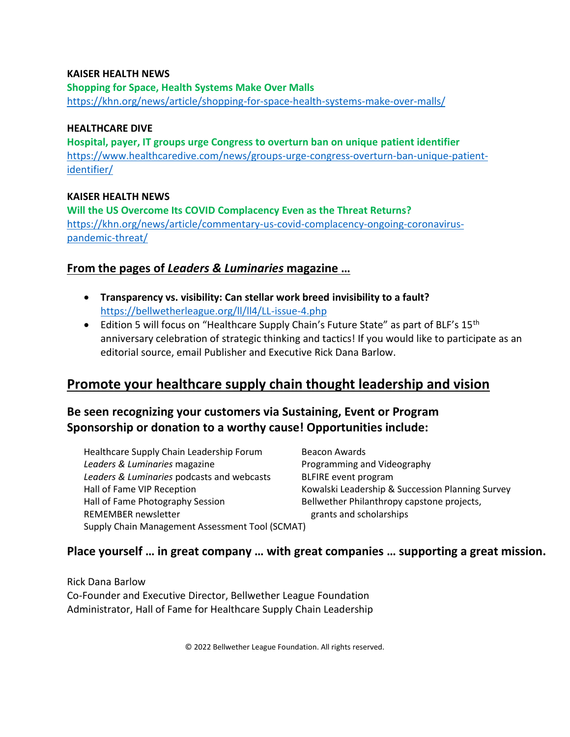**KAISER HEALTH NEWS**

**Shopping for Space, Health Systems Make Over Malls**

https://khn.org/news/article/shopping-for-space-health-systems-make-over-malls/

**HEALTHCARE DIVE**

**Hospital, payer, IT groups urge Congress to overturn ban on unique patient identifier**

https://www.healthcaredive.com/news/groups-urge-congress-overturn-ban-unique-patient-identifier/

**KAISER HEALTH NEWS**

**Will the US Overcome Its COVID Complacency Even as the Threat Returns?**

https://khn.org/news/article/commentary-us-covid-complacency-ongoing-coronavirus-pandemic-threat/

## From the pages of *Leaders & Luminaries* magazine …

- **Transparency vs. visibility: Can stellar work breed invisibility to a fault?** https://bellwetherleague.org/ll/ll4/LL-issue-4.php
- Edition 5 will focus on "Healthcare Supply Chain's Future State" as part of BLF's 15th anniversary celebration of strategic thinking and tactics! If you would like to participate as an editorial source, email Publisher and Executive Rick Dana Barlow.

## Promote your healthcare supply chain thought leadership and vision

### Be seen recognizing your customers via Sustaining, Event or Program Sponsorship or donation to a worthy cause! Opportunities include:

Healthcare Supply Chain Leadership Forum
*Leaders & Luminaries* magazine
*Leaders & Luminaries* podcasts and webcasts
Hall of Fame VIP Reception
Hall of Fame Photography Session
REMEMBER newsletter
Supply Chain Management Assessment Tool (SCMAT)
Beacon Awards
Programming and Videography
BLFIRE event program
Kowalski Leadership & Succession Planning Survey
Bellwether Philanthropy capstone projects, grants and scholarships

### Place yourself … in great company … with great companies … supporting a great mission.

Rick Dana Barlow
Co-Founder and Executive Director, Bellwether League Foundation
Administrator, Hall of Fame for Healthcare Supply Chain Leadership

© 2022 Bellwether League Foundation. All rights reserved.